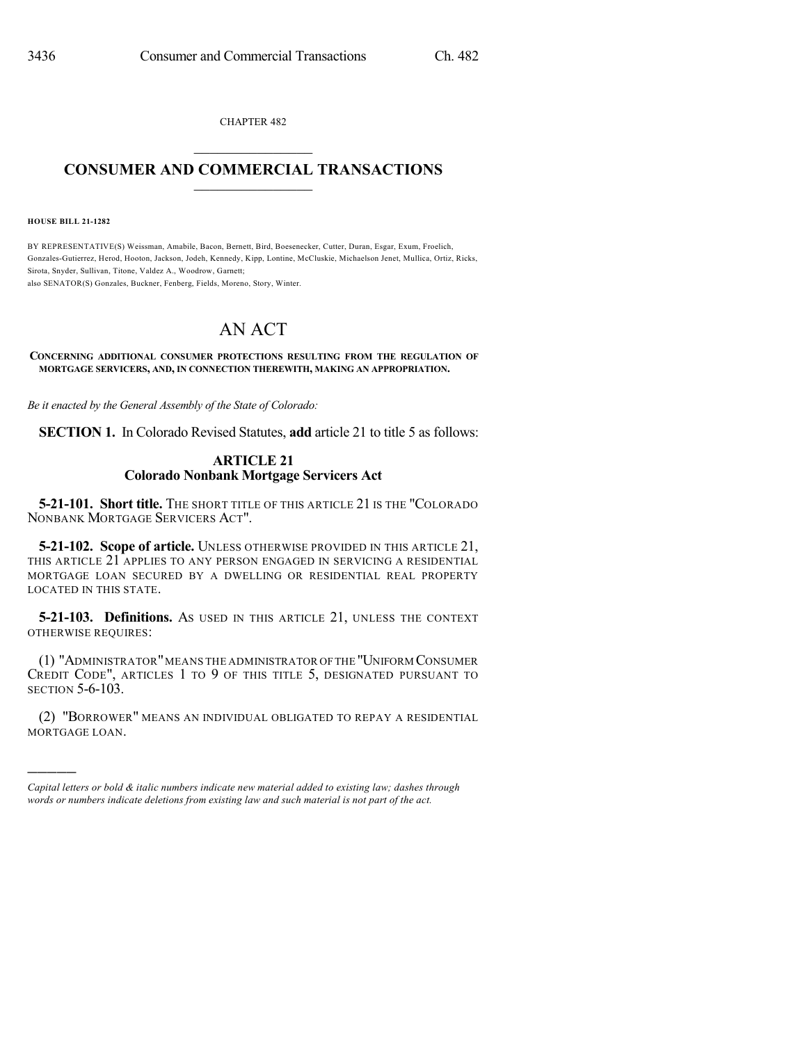CHAPTER 482

# CONSUMER AND COMMERCIAL TRANSACTIONS

**HOUSE BILL 21-1282**

BY REPRESENTATIVE(S) Weissman, Amabile, Bacon, Bernett, Bird, Boesenecker, Cutter, Duran, Esgar, Exum, Froelich, Gonzales-Gutierrez, Herod, Hooton, Jackson, Jodeh, Kennedy, Kipp, Lontine, McCluskie, Michaelson Jenet, Mullica, Ortiz, Ricks, Sirota, Snyder, Sullivan, Titone, Valdez A., Woodrow, Garnett;
also SENATOR(S) Gonzales, Buckner, Fenberg, Fields, Moreno, Story, Winter.

# AN ACT

**CONCERNING ADDITIONAL CONSUMER PROTECTIONS RESULTING FROM THE REGULATION OF MORTGAGE SERVICERS, AND, IN CONNECTION THEREWITH, MAKING AN APPROPRIATION.**

*Be it enacted by the General Assembly of the State of Colorado:*

**SECTION 1.** In Colorado Revised Statutes, **add** article 21 to title 5 as follows:

## ARTICLE 21
## Colorado Nonbank Mortgage Servicers Act

**5-21-101. Short title.** THE SHORT TITLE OF THIS ARTICLE 21 IS THE "COLORADO NONBANK MORTGAGE SERVICERS ACT".

**5-21-102. Scope of article.** UNLESS OTHERWISE PROVIDED IN THIS ARTICLE 21, THIS ARTICLE 21 APPLIES TO ANY PERSON ENGAGED IN SERVICING A RESIDENTIAL MORTGAGE LOAN SECURED BY A DWELLING OR RESIDENTIAL REAL PROPERTY LOCATED IN THIS STATE.

**5-21-103. Definitions.** AS USED IN THIS ARTICLE 21, UNLESS THE CONTEXT OTHERWISE REQUIRES:

(1) "ADMINISTRATOR" MEANS THE ADMINISTRATOR OF THE "UNIFORM CONSUMER CREDIT CODE", ARTICLES 1 TO 9 OF THIS TITLE 5, DESIGNATED PURSUANT TO SECTION 5-6-103.

(2) "BORROWER" MEANS AN INDIVIDUAL OBLIGATED TO REPAY A RESIDENTIAL MORTGAGE LOAN.

---

*Capital letters or bold & italic numbers indicate new material added to existing law; dashes through words or numbers indicate deletions from existing law and such material is not part of the act.*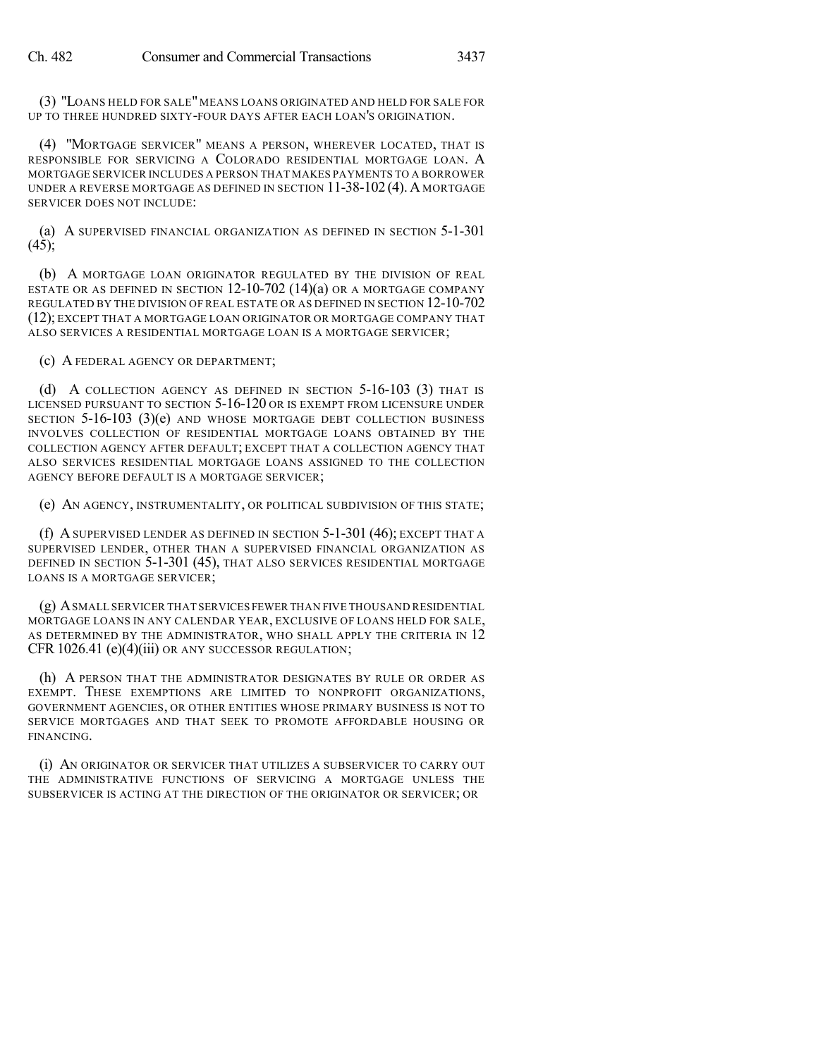(3) "LOANS HELD FOR SALE" MEANS LOANS ORIGINATED AND HELD FOR SALE FOR UP TO THREE HUNDRED SIXTY-FOUR DAYS AFTER EACH LOAN'S ORIGINATION.

(4) "MORTGAGE SERVICER" MEANS A PERSON, WHEREVER LOCATED, THAT IS RESPONSIBLE FOR SERVICING A COLORADO RESIDENTIAL MORTGAGE LOAN. A MORTGAGE SERVICER INCLUDES A PERSON THAT MAKES PAYMENTS TO A BORROWER UNDER A REVERSE MORTGAGE AS DEFINED IN SECTION 11-38-102 (4). A MORTGAGE SERVICER DOES NOT INCLUDE:

(a) A SUPERVISED FINANCIAL ORGANIZATION AS DEFINED IN SECTION 5-1-301 (45);

(b) A MORTGAGE LOAN ORIGINATOR REGULATED BY THE DIVISION OF REAL ESTATE OR AS DEFINED IN SECTION 12-10-702 (14)(a) OR A MORTGAGE COMPANY REGULATED BY THE DIVISION OF REAL ESTATE OR AS DEFINED IN SECTION 12-10-702 (12); EXCEPT THAT A MORTGAGE LOAN ORIGINATOR OR MORTGAGE COMPANY THAT ALSO SERVICES A RESIDENTIAL MORTGAGE LOAN IS A MORTGAGE SERVICER;

(c) A FEDERAL AGENCY OR DEPARTMENT;

(d) A COLLECTION AGENCY AS DEFINED IN SECTION 5-16-103 (3) THAT IS LICENSED PURSUANT TO SECTION 5-16-120 OR IS EXEMPT FROM LICENSURE UNDER SECTION 5-16-103 (3)(e) AND WHOSE MORTGAGE DEBT COLLECTION BUSINESS INVOLVES COLLECTION OF RESIDENTIAL MORTGAGE LOANS OBTAINED BY THE COLLECTION AGENCY AFTER DEFAULT; EXCEPT THAT A COLLECTION AGENCY THAT ALSO SERVICES RESIDENTIAL MORTGAGE LOANS ASSIGNED TO THE COLLECTION AGENCY BEFORE DEFAULT IS A MORTGAGE SERVICER;

(e) AN AGENCY, INSTRUMENTALITY, OR POLITICAL SUBDIVISION OF THIS STATE;

(f) A SUPERVISED LENDER AS DEFINED IN SECTION 5-1-301 (46); EXCEPT THAT A SUPERVISED LENDER, OTHER THAN A SUPERVISED FINANCIAL ORGANIZATION AS DEFINED IN SECTION 5-1-301 (45), THAT ALSO SERVICES RESIDENTIAL MORTGAGE LOANS IS A MORTGAGE SERVICER;

(g) A SMALL SERVICER THAT SERVICES FEWER THAN FIVE THOUSAND RESIDENTIAL MORTGAGE LOANS IN ANY CALENDAR YEAR, EXCLUSIVE OF LOANS HELD FOR SALE, AS DETERMINED BY THE ADMINISTRATOR, WHO SHALL APPLY THE CRITERIA IN 12 CFR 1026.41 (e)(4)(iii) OR ANY SUCCESSOR REGULATION;

(h) A PERSON THAT THE ADMINISTRATOR DESIGNATES BY RULE OR ORDER AS EXEMPT. THESE EXEMPTIONS ARE LIMITED TO NONPROFIT ORGANIZATIONS, GOVERNMENT AGENCIES, OR OTHER ENTITIES WHOSE PRIMARY BUSINESS IS NOT TO SERVICE MORTGAGES AND THAT SEEK TO PROMOTE AFFORDABLE HOUSING OR FINANCING.

(i) AN ORIGINATOR OR SERVICER THAT UTILIZES A SUBSERVICER TO CARRY OUT THE ADMINISTRATIVE FUNCTIONS OF SERVICING A MORTGAGE UNLESS THE SUBSERVICER IS ACTING AT THE DIRECTION OF THE ORIGINATOR OR SERVICER; OR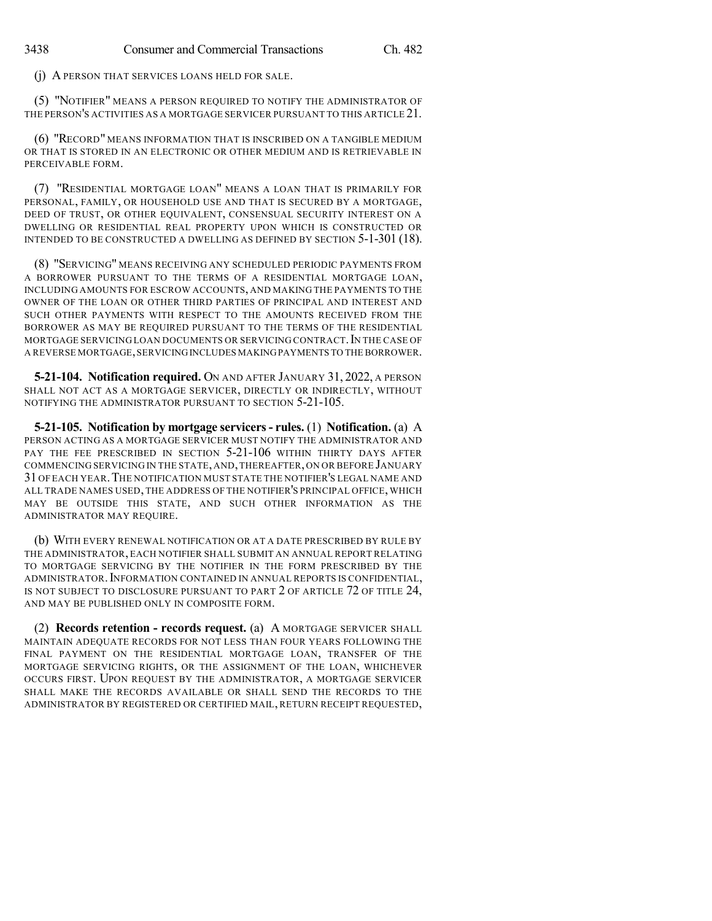(j) A PERSON THAT SERVICES LOANS HELD FOR SALE.

(5) "NOTIFIER" MEANS A PERSON REQUIRED TO NOTIFY THE ADMINISTRATOR OF THE PERSON'S ACTIVITIES AS A MORTGAGE SERVICER PURSUANT TO THIS ARTICLE 21.

(6) "RECORD" MEANS INFORMATION THAT IS INSCRIBED ON A TANGIBLE MEDIUM OR THAT IS STORED IN AN ELECTRONIC OR OTHER MEDIUM AND IS RETRIEVABLE IN PERCEIVABLE FORM.

(7) "RESIDENTIAL MORTGAGE LOAN" MEANS A LOAN THAT IS PRIMARILY FOR PERSONAL, FAMILY, OR HOUSEHOLD USE AND THAT IS SECURED BY A MORTGAGE, DEED OF TRUST, OR OTHER EQUIVALENT, CONSENSUAL SECURITY INTEREST ON A DWELLING OR RESIDENTIAL REAL PROPERTY UPON WHICH IS CONSTRUCTED OR INTENDED TO BE CONSTRUCTED A DWELLING AS DEFINED BY SECTION 5-1-301 (18).

(8) "SERVICING" MEANS RECEIVING ANY SCHEDULED PERIODIC PAYMENTS FROM A BORROWER PURSUANT TO THE TERMS OF A RESIDENTIAL MORTGAGE LOAN, INCLUDING AMOUNTS FOR ESCROW ACCOUNTS, AND MAKING THE PAYMENTS TO THE OWNER OF THE LOAN OR OTHER THIRD PARTIES OF PRINCIPAL AND INTEREST AND SUCH OTHER PAYMENTS WITH RESPECT TO THE AMOUNTS RECEIVED FROM THE BORROWER AS MAY BE REQUIRED PURSUANT TO THE TERMS OF THE RESIDENTIAL MORTGAGE SERVICING LOAN DOCUMENTS OR SERVICING CONTRACT. IN THE CASE OF A REVERSE MORTGAGE, SERVICING INCLUDES MAKING PAYMENTS TO THE BORROWER.

**5-21-104. Notification required.** ON AND AFTER JANUARY 31, 2022, A PERSON SHALL NOT ACT AS A MORTGAGE SERVICER, DIRECTLY OR INDIRECTLY, WITHOUT NOTIFYING THE ADMINISTRATOR PURSUANT TO SECTION 5-21-105.

**5-21-105. Notification by mortgage servicers - rules.** (1) **Notification.** (a) A PERSON ACTING AS A MORTGAGE SERVICER MUST NOTIFY THE ADMINISTRATOR AND PAY THE FEE PRESCRIBED IN SECTION 5-21-106 WITHIN THIRTY DAYS AFTER COMMENCING SERVICING IN THE STATE, AND, THEREAFTER, ON OR BEFORE JANUARY 31 OF EACH YEAR. THE NOTIFICATION MUST STATE THE NOTIFIER'S LEGAL NAME AND ALL TRADE NAMES USED, THE ADDRESS OF THE NOTIFIER'S PRINCIPAL OFFICE, WHICH MAY BE OUTSIDE THIS STATE, AND SUCH OTHER INFORMATION AS THE ADMINISTRATOR MAY REQUIRE.

(b) WITH EVERY RENEWAL NOTIFICATION OR AT A DATE PRESCRIBED BY RULE BY THE ADMINISTRATOR, EACH NOTIFIER SHALL SUBMIT AN ANNUAL REPORT RELATING TO MORTGAGE SERVICING BY THE NOTIFIER IN THE FORM PRESCRIBED BY THE ADMINISTRATOR. INFORMATION CONTAINED IN ANNUAL REPORTS IS CONFIDENTIAL, IS NOT SUBJECT TO DISCLOSURE PURSUANT TO PART 2 OF ARTICLE 72 OF TITLE 24, AND MAY BE PUBLISHED ONLY IN COMPOSITE FORM.

(2) **Records retention - records request.** (a) A MORTGAGE SERVICER SHALL MAINTAIN ADEQUATE RECORDS FOR NOT LESS THAN FOUR YEARS FOLLOWING THE FINAL PAYMENT ON THE RESIDENTIAL MORTGAGE LOAN, TRANSFER OF THE MORTGAGE SERVICING RIGHTS, OR THE ASSIGNMENT OF THE LOAN, WHICHEVER OCCURS FIRST. UPON REQUEST BY THE ADMINISTRATOR, A MORTGAGE SERVICER SHALL MAKE THE RECORDS AVAILABLE OR SHALL SEND THE RECORDS TO THE ADMINISTRATOR BY REGISTERED OR CERTIFIED MAIL, RETURN RECEIPT REQUESTED,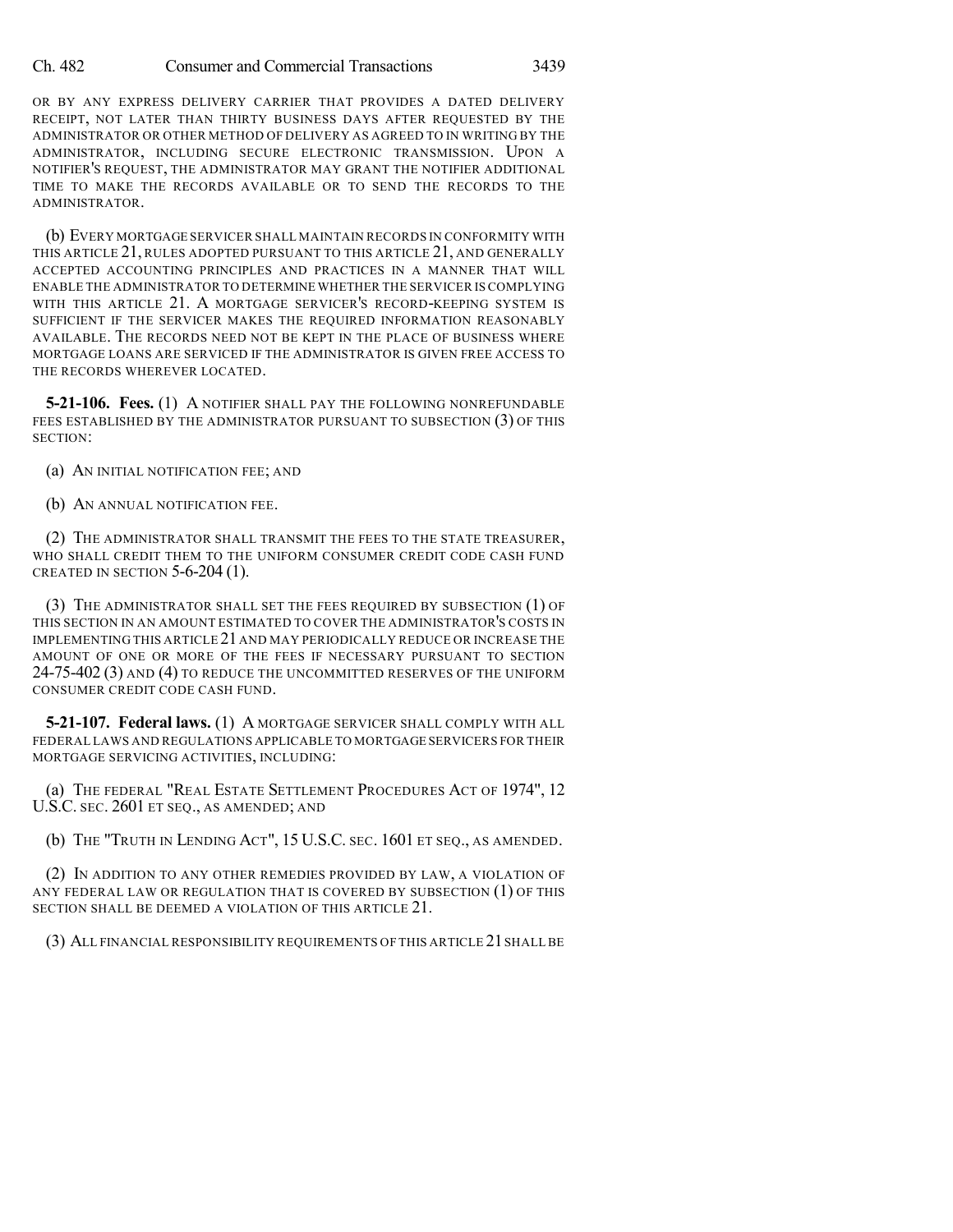OR BY ANY EXPRESS DELIVERY CARRIER THAT PROVIDES A DATED DELIVERY RECEIPT, NOT LATER THAN THIRTY BUSINESS DAYS AFTER REQUESTED BY THE ADMINISTRATOR OR OTHER METHOD OF DELIVERY AS AGREED TO IN WRITING BY THE ADMINISTRATOR, INCLUDING SECURE ELECTRONIC TRANSMISSION. UPON A NOTIFIER'S REQUEST, THE ADMINISTRATOR MAY GRANT THE NOTIFIER ADDITIONAL TIME TO MAKE THE RECORDS AVAILABLE OR TO SEND THE RECORDS TO THE ADMINISTRATOR.

(b) EVERY MORTGAGE SERVICER SHALL MAINTAIN RECORDS IN CONFORMITY WITH THIS ARTICLE 21, RULES ADOPTED PURSUANT TO THIS ARTICLE 21, AND GENERALLY ACCEPTED ACCOUNTING PRINCIPLES AND PRACTICES IN A MANNER THAT WILL ENABLE THE ADMINISTRATOR TO DETERMINE WHETHER THE SERVICER IS COMPLYING WITH THIS ARTICLE 21. A MORTGAGE SERVICER'S RECORD-KEEPING SYSTEM IS SUFFICIENT IF THE SERVICER MAKES THE REQUIRED INFORMATION REASONABLY AVAILABLE. THE RECORDS NEED NOT BE KEPT IN THE PLACE OF BUSINESS WHERE MORTGAGE LOANS ARE SERVICED IF THE ADMINISTRATOR IS GIVEN FREE ACCESS TO THE RECORDS WHEREVER LOCATED.

**5-21-106. Fees.** (1) A NOTIFIER SHALL PAY THE FOLLOWING NONREFUNDABLE FEES ESTABLISHED BY THE ADMINISTRATOR PURSUANT TO SUBSECTION (3) OF THIS SECTION:

(a) AN INITIAL NOTIFICATION FEE; AND

(b) AN ANNUAL NOTIFICATION FEE.

(2) THE ADMINISTRATOR SHALL TRANSMIT THE FEES TO THE STATE TREASURER, WHO SHALL CREDIT THEM TO THE UNIFORM CONSUMER CREDIT CODE CASH FUND CREATED IN SECTION 5-6-204 (1).

(3) THE ADMINISTRATOR SHALL SET THE FEES REQUIRED BY SUBSECTION (1) OF THIS SECTION IN AN AMOUNT ESTIMATED TO COVER THE ADMINISTRATOR'S COSTS IN IMPLEMENTING THIS ARTICLE 21 AND MAY PERIODICALLY REDUCE OR INCREASE THE AMOUNT OF ONE OR MORE OF THE FEES IF NECESSARY PURSUANT TO SECTION 24-75-402 (3) AND (4) TO REDUCE THE UNCOMMITTED RESERVES OF THE UNIFORM CONSUMER CREDIT CODE CASH FUND.

**5-21-107. Federal laws.** (1) A MORTGAGE SERVICER SHALL COMPLY WITH ALL FEDERAL LAWS AND REGULATIONS APPLICABLE TO MORTGAGE SERVICERS FOR THEIR MORTGAGE SERVICING ACTIVITIES, INCLUDING:

(a) THE FEDERAL "REAL ESTATE SETTLEMENT PROCEDURES ACT OF 1974", 12 U.S.C. SEC. 2601 ET SEQ., AS AMENDED; AND

(b) THE "TRUTH IN LENDING ACT", 15 U.S.C. SEC. 1601 ET SEQ., AS AMENDED.

(2) IN ADDITION TO ANY OTHER REMEDIES PROVIDED BY LAW, A VIOLATION OF ANY FEDERAL LAW OR REGULATION THAT IS COVERED BY SUBSECTION (1) OF THIS SECTION SHALL BE DEEMED A VIOLATION OF THIS ARTICLE 21.

(3) ALL FINANCIAL RESPONSIBILITY REQUIREMENTS OF THIS ARTICLE 21 SHALL BE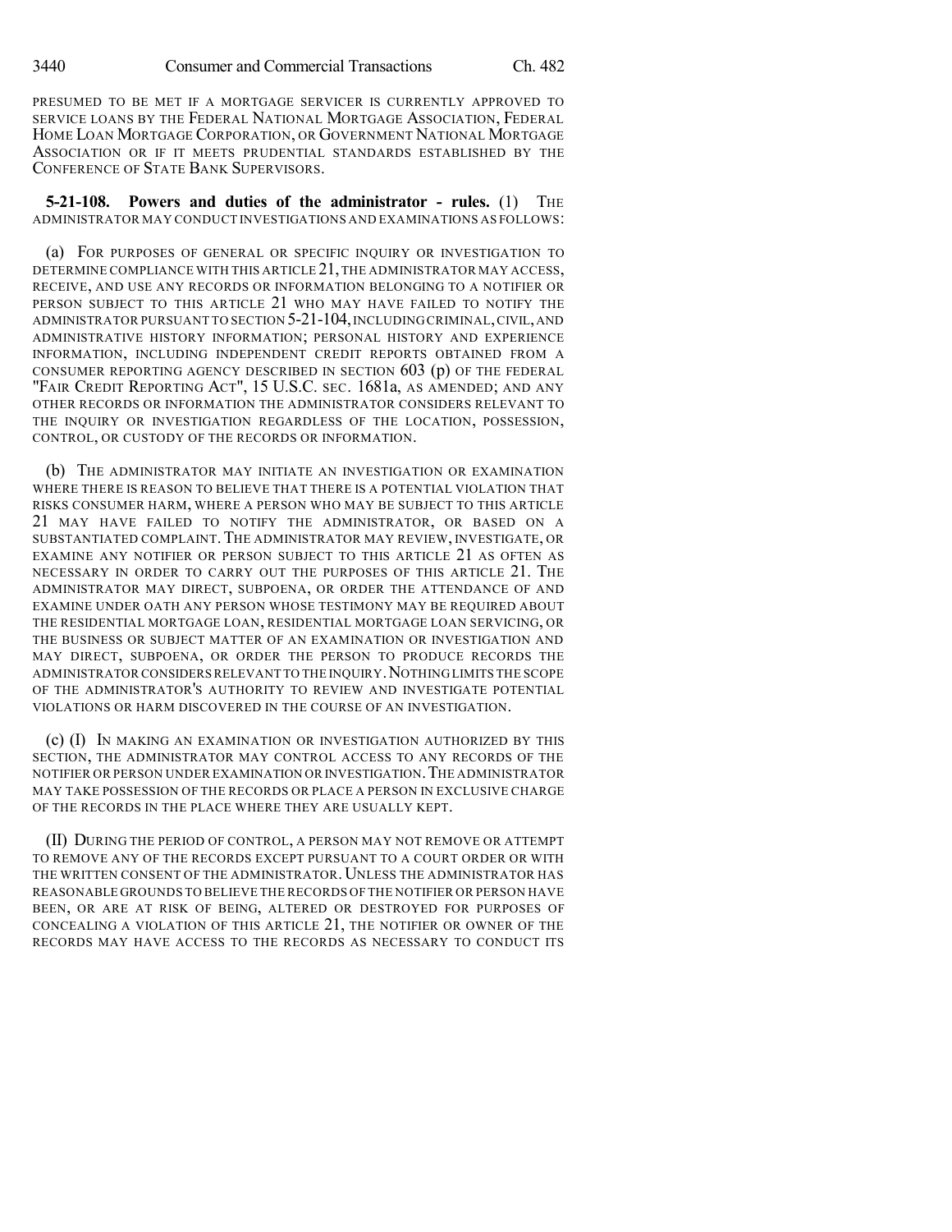PRESUMED TO BE MET IF A MORTGAGE SERVICER IS CURRENTLY APPROVED TO SERVICE LOANS BY THE FEDERAL NATIONAL MORTGAGE ASSOCIATION, FEDERAL HOME LOAN MORTGAGE CORPORATION, OR GOVERNMENT NATIONAL MORTGAGE ASSOCIATION OR IF IT MEETS PRUDENTIAL STANDARDS ESTABLISHED BY THE CONFERENCE OF STATE BANK SUPERVISORS.

**5-21-108. Powers and duties of the administrator - rules.** (1) THE ADMINISTRATOR MAY CONDUCT INVESTIGATIONS AND EXAMINATIONS AS FOLLOWS:

(a) FOR PURPOSES OF GENERAL OR SPECIFIC INQUIRY OR INVESTIGATION TO DETERMINE COMPLIANCE WITH THIS ARTICLE 21, THE ADMINISTRATOR MAY ACCESS, RECEIVE, AND USE ANY RECORDS OR INFORMATION BELONGING TO A NOTIFIER OR PERSON SUBJECT TO THIS ARTICLE 21 WHO MAY HAVE FAILED TO NOTIFY THE ADMINISTRATOR PURSUANT TO SECTION 5-21-104, INCLUDING CRIMINAL, CIVIL, AND ADMINISTRATIVE HISTORY INFORMATION; PERSONAL HISTORY AND EXPERIENCE INFORMATION, INCLUDING INDEPENDENT CREDIT REPORTS OBTAINED FROM A CONSUMER REPORTING AGENCY DESCRIBED IN SECTION 603 (p) OF THE FEDERAL "FAIR CREDIT REPORTING ACT", 15 U.S.C. SEC. 1681a, AS AMENDED; AND ANY OTHER RECORDS OR INFORMATION THE ADMINISTRATOR CONSIDERS RELEVANT TO THE INQUIRY OR INVESTIGATION REGARDLESS OF THE LOCATION, POSSESSION, CONTROL, OR CUSTODY OF THE RECORDS OR INFORMATION.

(b) THE ADMINISTRATOR MAY INITIATE AN INVESTIGATION OR EXAMINATION WHERE THERE IS REASON TO BELIEVE THAT THERE IS A POTENTIAL VIOLATION THAT RISKS CONSUMER HARM, WHERE A PERSON WHO MAY BE SUBJECT TO THIS ARTICLE 21 MAY HAVE FAILED TO NOTIFY THE ADMINISTRATOR, OR BASED ON A SUBSTANTIATED COMPLAINT. THE ADMINISTRATOR MAY REVIEW, INVESTIGATE, OR EXAMINE ANY NOTIFIER OR PERSON SUBJECT TO THIS ARTICLE 21 AS OFTEN AS NECESSARY IN ORDER TO CARRY OUT THE PURPOSES OF THIS ARTICLE 21. THE ADMINISTRATOR MAY DIRECT, SUBPOENA, OR ORDER THE ATTENDANCE OF AND EXAMINE UNDER OATH ANY PERSON WHOSE TESTIMONY MAY BE REQUIRED ABOUT THE RESIDENTIAL MORTGAGE LOAN, RESIDENTIAL MORTGAGE LOAN SERVICING, OR THE BUSINESS OR SUBJECT MATTER OF AN EXAMINATION OR INVESTIGATION AND MAY DIRECT, SUBPOENA, OR ORDER THE PERSON TO PRODUCE RECORDS THE ADMINISTRATOR CONSIDERS RELEVANT TO THE INQUIRY. NOTHING LIMITS THE SCOPE OF THE ADMINISTRATOR'S AUTHORITY TO REVIEW AND INVESTIGATE POTENTIAL VIOLATIONS OR HARM DISCOVERED IN THE COURSE OF AN INVESTIGATION.

(c) (I) IN MAKING AN EXAMINATION OR INVESTIGATION AUTHORIZED BY THIS SECTION, THE ADMINISTRATOR MAY CONTROL ACCESS TO ANY RECORDS OF THE NOTIFIER OR PERSON UNDER EXAMINATION OR INVESTIGATION. THE ADMINISTRATOR MAY TAKE POSSESSION OF THE RECORDS OR PLACE A PERSON IN EXCLUSIVE CHARGE OF THE RECORDS IN THE PLACE WHERE THEY ARE USUALLY KEPT.

(II) DURING THE PERIOD OF CONTROL, A PERSON MAY NOT REMOVE OR ATTEMPT TO REMOVE ANY OF THE RECORDS EXCEPT PURSUANT TO A COURT ORDER OR WITH THE WRITTEN CONSENT OF THE ADMINISTRATOR. UNLESS THE ADMINISTRATOR HAS REASONABLE GROUNDS TO BELIEVE THE RECORDS OF THE NOTIFIER OR PERSON HAVE BEEN, OR ARE AT RISK OF BEING, ALTERED OR DESTROYED FOR PURPOSES OF CONCEALING A VIOLATION OF THIS ARTICLE 21, THE NOTIFIER OR OWNER OF THE RECORDS MAY HAVE ACCESS TO THE RECORDS AS NECESSARY TO CONDUCT ITS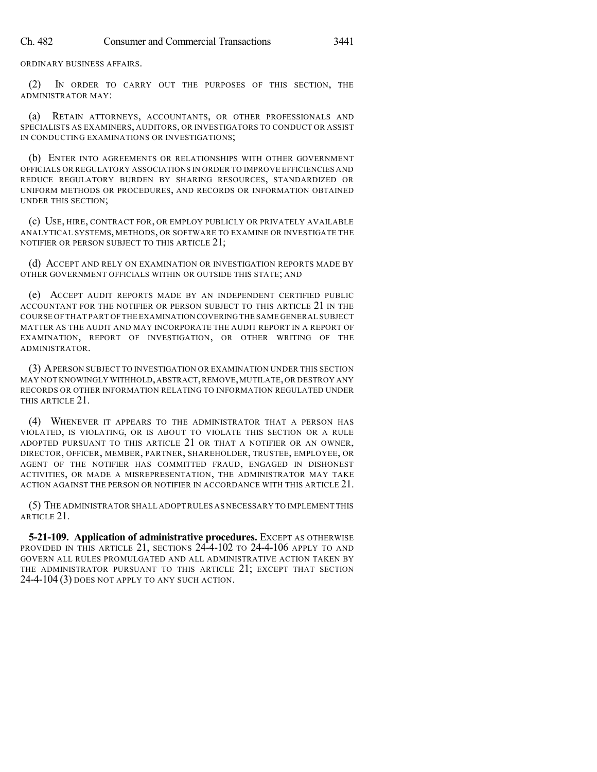ORDINARY BUSINESS AFFAIRS.

(2) IN ORDER TO CARRY OUT THE PURPOSES OF THIS SECTION, THE ADMINISTRATOR MAY:

(a) RETAIN ATTORNEYS, ACCOUNTANTS, OR OTHER PROFESSIONALS AND SPECIALISTS AS EXAMINERS, AUDITORS, OR INVESTIGATORS TO CONDUCT OR ASSIST IN CONDUCTING EXAMINATIONS OR INVESTIGATIONS;

(b) ENTER INTO AGREEMENTS OR RELATIONSHIPS WITH OTHER GOVERNMENT OFFICIALS OR REGULATORY ASSOCIATIONS IN ORDER TO IMPROVE EFFICIENCIES AND REDUCE REGULATORY BURDEN BY SHARING RESOURCES, STANDARDIZED OR UNIFORM METHODS OR PROCEDURES, AND RECORDS OR INFORMATION OBTAINED UNDER THIS SECTION;

(c) USE, HIRE, CONTRACT FOR, OR EMPLOY PUBLICLY OR PRIVATELY AVAILABLE ANALYTICAL SYSTEMS, METHODS, OR SOFTWARE TO EXAMINE OR INVESTIGATE THE NOTIFIER OR PERSON SUBJECT TO THIS ARTICLE 21;

(d) ACCEPT AND RELY ON EXAMINATION OR INVESTIGATION REPORTS MADE BY OTHER GOVERNMENT OFFICIALS WITHIN OR OUTSIDE THIS STATE; AND

(e) ACCEPT AUDIT REPORTS MADE BY AN INDEPENDENT CERTIFIED PUBLIC ACCOUNTANT FOR THE NOTIFIER OR PERSON SUBJECT TO THIS ARTICLE 21 IN THE COURSE OF THAT PART OF THE EXAMINATION COVERING THE SAME GENERAL SUBJECT MATTER AS THE AUDIT AND MAY INCORPORATE THE AUDIT REPORT IN A REPORT OF EXAMINATION, REPORT OF INVESTIGATION, OR OTHER WRITING OF THE ADMINISTRATOR.

(3) A PERSON SUBJECT TO INVESTIGATION OR EXAMINATION UNDER THIS SECTION MAY NOT KNOWINGLY WITHHOLD, ABSTRACT, REMOVE, MUTILATE, OR DESTROY ANY RECORDS OR OTHER INFORMATION RELATING TO INFORMATION REGULATED UNDER THIS ARTICLE 21.

(4) WHENEVER IT APPEARS TO THE ADMINISTRATOR THAT A PERSON HAS VIOLATED, IS VIOLATING, OR IS ABOUT TO VIOLATE THIS SECTION OR A RULE ADOPTED PURSUANT TO THIS ARTICLE 21 OR THAT A NOTIFIER OR AN OWNER, DIRECTOR, OFFICER, MEMBER, PARTNER, SHAREHOLDER, TRUSTEE, EMPLOYEE, OR AGENT OF THE NOTIFIER HAS COMMITTED FRAUD, ENGAGED IN DISHONEST ACTIVITIES, OR MADE A MISREPRESENTATION, THE ADMINISTRATOR MAY TAKE ACTION AGAINST THE PERSON OR NOTIFIER IN ACCORDANCE WITH THIS ARTICLE 21.

(5) THE ADMINISTRATOR SHALL ADOPT RULES AS NECESSARY TO IMPLEMENT THIS ARTICLE 21.

**5-21-109. Application of administrative procedures.** EXCEPT AS OTHERWISE PROVIDED IN THIS ARTICLE 21, SECTIONS 24-4-102 TO 24-4-106 APPLY TO AND GOVERN ALL RULES PROMULGATED AND ALL ADMINISTRATIVE ACTION TAKEN BY THE ADMINISTRATOR PURSUANT TO THIS ARTICLE 21; EXCEPT THAT SECTION 24-4-104 (3) DOES NOT APPLY TO ANY SUCH ACTION.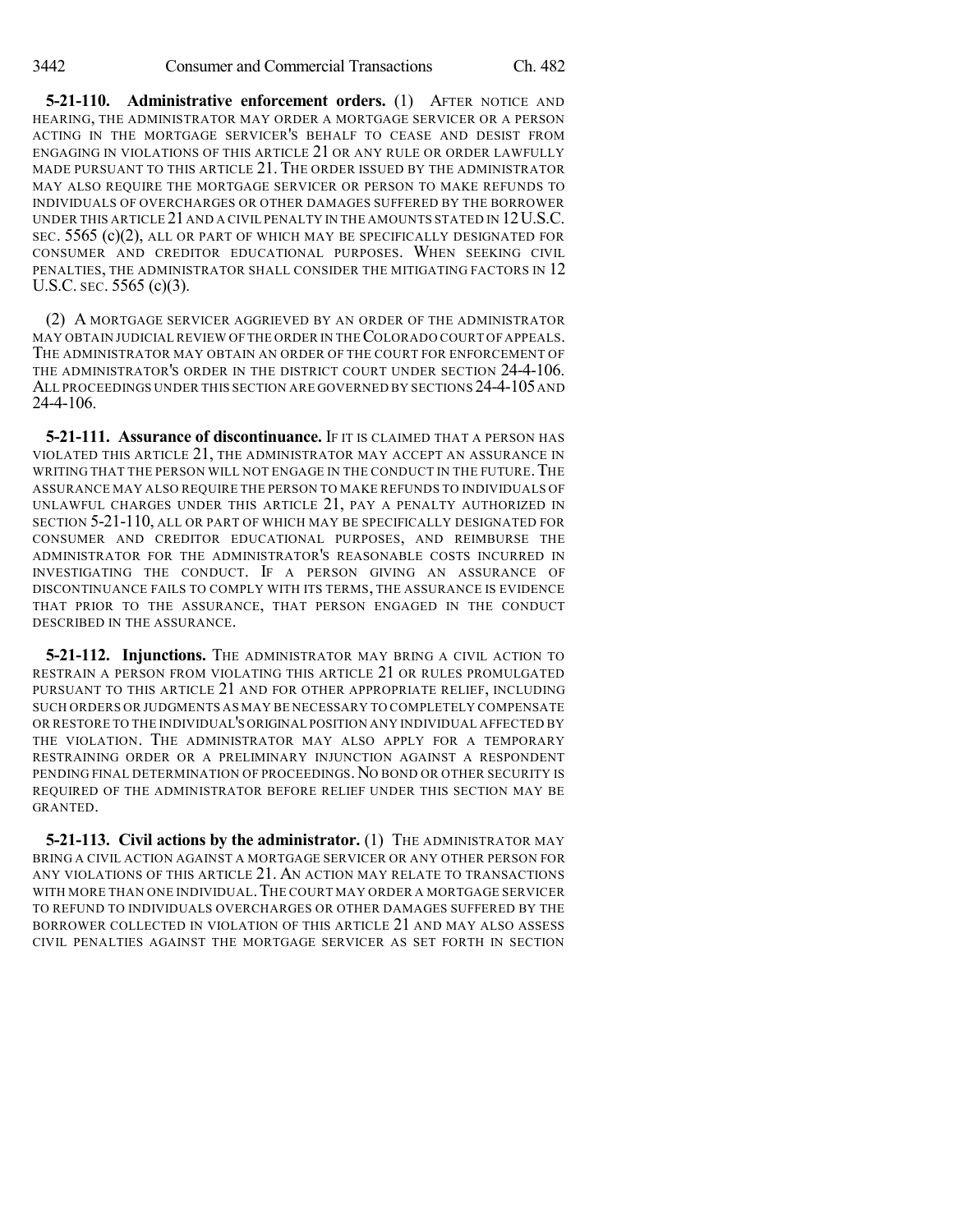**5-21-110. Administrative enforcement orders.** (1) AFTER NOTICE AND HEARING, THE ADMINISTRATOR MAY ORDER A MORTGAGE SERVICER OR A PERSON ACTING IN THE MORTGAGE SERVICER'S BEHALF TO CEASE AND DESIST FROM ENGAGING IN VIOLATIONS OF THIS ARTICLE 21 OR ANY RULE OR ORDER LAWFULLY MADE PURSUANT TO THIS ARTICLE 21. THE ORDER ISSUED BY THE ADMINISTRATOR MAY ALSO REQUIRE THE MORTGAGE SERVICER OR PERSON TO MAKE REFUNDS TO INDIVIDUALS OF OVERCHARGES OR OTHER DAMAGES SUFFERED BY THE BORROWER UNDER THIS ARTICLE 21 AND A CIVIL PENALTY IN THE AMOUNTS STATED IN 12 U.S.C. SEC. 5565 (c)(2), ALL OR PART OF WHICH MAY BE SPECIFICALLY DESIGNATED FOR CONSUMER AND CREDITOR EDUCATIONAL PURPOSES. WHEN SEEKING CIVIL PENALTIES, THE ADMINISTRATOR SHALL CONSIDER THE MITIGATING FACTORS IN 12 U.S.C. SEC. 5565 (c)(3).

(2) A MORTGAGE SERVICER AGGRIEVED BY AN ORDER OF THE ADMINISTRATOR MAY OBTAIN JUDICIAL REVIEW OF THE ORDER IN THE COLORADO COURT OF APPEALS. THE ADMINISTRATOR MAY OBTAIN AN ORDER OF THE COURT FOR ENFORCEMENT OF THE ADMINISTRATOR'S ORDER IN THE DISTRICT COURT UNDER SECTION 24-4-106. ALL PROCEEDINGS UNDER THIS SECTION ARE GOVERNED BY SECTIONS 24-4-105 AND 24-4-106.

**5-21-111. Assurance of discontinuance.** IF IT IS CLAIMED THAT A PERSON HAS VIOLATED THIS ARTICLE 21, THE ADMINISTRATOR MAY ACCEPT AN ASSURANCE IN WRITING THAT THE PERSON WILL NOT ENGAGE IN THE CONDUCT IN THE FUTURE. THE ASSURANCE MAY ALSO REQUIRE THE PERSON TO MAKE REFUNDS TO INDIVIDUALS OF UNLAWFUL CHARGES UNDER THIS ARTICLE 21, PAY A PENALTY AUTHORIZED IN SECTION 5-21-110, ALL OR PART OF WHICH MAY BE SPECIFICALLY DESIGNATED FOR CONSUMER AND CREDITOR EDUCATIONAL PURPOSES, AND REIMBURSE THE ADMINISTRATOR FOR THE ADMINISTRATOR'S REASONABLE COSTS INCURRED IN INVESTIGATING THE CONDUCT. IF A PERSON GIVING AN ASSURANCE OF DISCONTINUANCE FAILS TO COMPLY WITH ITS TERMS, THE ASSURANCE IS EVIDENCE THAT PRIOR TO THE ASSURANCE, THAT PERSON ENGAGED IN THE CONDUCT DESCRIBED IN THE ASSURANCE.

**5-21-112. Injunctions.** THE ADMINISTRATOR MAY BRING A CIVIL ACTION TO RESTRAIN A PERSON FROM VIOLATING THIS ARTICLE 21 OR RULES PROMULGATED PURSUANT TO THIS ARTICLE 21 AND FOR OTHER APPROPRIATE RELIEF, INCLUDING SUCH ORDERS OR JUDGMENTS AS MAY BE NECESSARY TO COMPLETELY COMPENSATE OR RESTORE TO THE INDIVIDUAL'S ORIGINAL POSITION ANY INDIVIDUAL AFFECTED BY THE VIOLATION. THE ADMINISTRATOR MAY ALSO APPLY FOR A TEMPORARY RESTRAINING ORDER OR A PRELIMINARY INJUNCTION AGAINST A RESPONDENT PENDING FINAL DETERMINATION OF PROCEEDINGS. NO BOND OR OTHER SECURITY IS REQUIRED OF THE ADMINISTRATOR BEFORE RELIEF UNDER THIS SECTION MAY BE GRANTED.

**5-21-113. Civil actions by the administrator.** (1) THE ADMINISTRATOR MAY BRING A CIVIL ACTION AGAINST A MORTGAGE SERVICER OR ANY OTHER PERSON FOR ANY VIOLATIONS OF THIS ARTICLE 21. AN ACTION MAY RELATE TO TRANSACTIONS WITH MORE THAN ONE INDIVIDUAL. THE COURT MAY ORDER A MORTGAGE SERVICER TO REFUND TO INDIVIDUALS OVERCHARGES OR OTHER DAMAGES SUFFERED BY THE BORROWER COLLECTED IN VIOLATION OF THIS ARTICLE 21 AND MAY ALSO ASSESS CIVIL PENALTIES AGAINST THE MORTGAGE SERVICER AS SET FORTH IN SECTION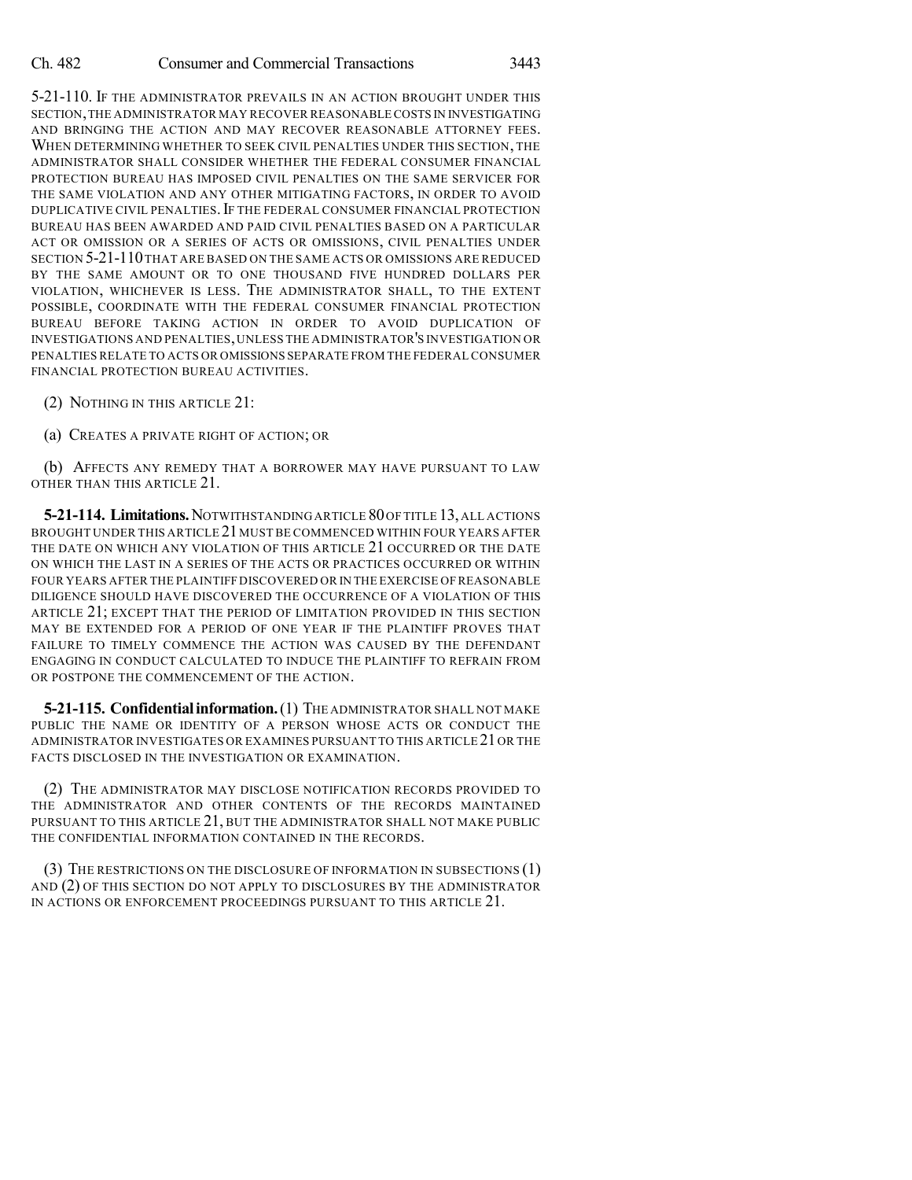5-21-110. IF THE ADMINISTRATOR PREVAILS IN AN ACTION BROUGHT UNDER THIS SECTION, THE ADMINISTRATOR MAY RECOVER REASONABLE COSTS IN INVESTIGATING AND BRINGING THE ACTION AND MAY RECOVER REASONABLE ATTORNEY FEES. WHEN DETERMINING WHETHER TO SEEK CIVIL PENALTIES UNDER THIS SECTION, THE ADMINISTRATOR SHALL CONSIDER WHETHER THE FEDERAL CONSUMER FINANCIAL PROTECTION BUREAU HAS IMPOSED CIVIL PENALTIES ON THE SAME SERVICER FOR THE SAME VIOLATION AND ANY OTHER MITIGATING FACTORS, IN ORDER TO AVOID DUPLICATIVE CIVIL PENALTIES. IF THE FEDERAL CONSUMER FINANCIAL PROTECTION BUREAU HAS BEEN AWARDED AND PAID CIVIL PENALTIES BASED ON A PARTICULAR ACT OR OMISSION OR A SERIES OF ACTS OR OMISSIONS, CIVIL PENALTIES UNDER SECTION 5-21-110 THAT ARE BASED ON THE SAME ACTS OR OMISSIONS ARE REDUCED BY THE SAME AMOUNT OR TO ONE THOUSAND FIVE HUNDRED DOLLARS PER VIOLATION, WHICHEVER IS LESS. THE ADMINISTRATOR SHALL, TO THE EXTENT POSSIBLE, COORDINATE WITH THE FEDERAL CONSUMER FINANCIAL PROTECTION BUREAU BEFORE TAKING ACTION IN ORDER TO AVOID DUPLICATION OF INVESTIGATIONS AND PENALTIES, UNLESS THE ADMINISTRATOR'S INVESTIGATION OR PENALTIES RELATE TO ACTS OR OMISSIONS SEPARATE FROM THE FEDERAL CONSUMER FINANCIAL PROTECTION BUREAU ACTIVITIES.

(2) NOTHING IN THIS ARTICLE 21:

(a) CREATES A PRIVATE RIGHT OF ACTION; OR

(b) AFFECTS ANY REMEDY THAT A BORROWER MAY HAVE PURSUANT TO LAW OTHER THAN THIS ARTICLE 21.

**5-21-114. Limitations.** NOTWITHSTANDING ARTICLE 80 OF TITLE 13, ALL ACTIONS BROUGHT UNDER THIS ARTICLE 21 MUST BE COMMENCED WITHIN FOUR YEARS AFTER THE DATE ON WHICH ANY VIOLATION OF THIS ARTICLE 21 OCCURRED OR THE DATE ON WHICH THE LAST IN A SERIES OF THE ACTS OR PRACTICES OCCURRED OR WITHIN FOUR YEARS AFTER THE PLAINTIFF DISCOVERED OR IN THE EXERCISE OF REASONABLE DILIGENCE SHOULD HAVE DISCOVERED THE OCCURRENCE OF A VIOLATION OF THIS ARTICLE 21; EXCEPT THAT THE PERIOD OF LIMITATION PROVIDED IN THIS SECTION MAY BE EXTENDED FOR A PERIOD OF ONE YEAR IF THE PLAINTIFF PROVES THAT FAILURE TO TIMELY COMMENCE THE ACTION WAS CAUSED BY THE DEFENDANT ENGAGING IN CONDUCT CALCULATED TO INDUCE THE PLAINTIFF TO REFRAIN FROM OR POSTPONE THE COMMENCEMENT OF THE ACTION.

**5-21-115. Confidential information.** (1) THE ADMINISTRATOR SHALL NOT MAKE PUBLIC THE NAME OR IDENTITY OF A PERSON WHOSE ACTS OR CONDUCT THE ADMINISTRATOR INVESTIGATES OR EXAMINES PURSUANT TO THIS ARTICLE 21 OR THE FACTS DISCLOSED IN THE INVESTIGATION OR EXAMINATION.

(2) THE ADMINISTRATOR MAY DISCLOSE NOTIFICATION RECORDS PROVIDED TO THE ADMINISTRATOR AND OTHER CONTENTS OF THE RECORDS MAINTAINED PURSUANT TO THIS ARTICLE 21, BUT THE ADMINISTRATOR SHALL NOT MAKE PUBLIC THE CONFIDENTIAL INFORMATION CONTAINED IN THE RECORDS.

(3) THE RESTRICTIONS ON THE DISCLOSURE OF INFORMATION IN SUBSECTIONS (1) AND (2) OF THIS SECTION DO NOT APPLY TO DISCLOSURES BY THE ADMINISTRATOR IN ACTIONS OR ENFORCEMENT PROCEEDINGS PURSUANT TO THIS ARTICLE 21.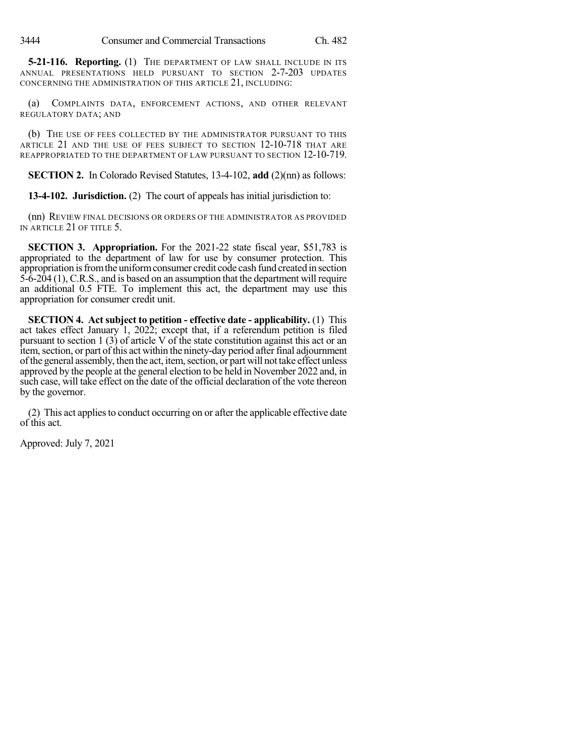**5-21-116. Reporting.** (1) THE DEPARTMENT OF LAW SHALL INCLUDE IN ITS ANNUAL PRESENTATIONS HELD PURSUANT TO SECTION 2-7-203 UPDATES CONCERNING THE ADMINISTRATION OF THIS ARTICLE 21, INCLUDING:

(a) COMPLAINTS DATA, ENFORCEMENT ACTIONS, AND OTHER RELEVANT REGULATORY DATA; AND

(b) THE USE OF FEES COLLECTED BY THE ADMINISTRATOR PURSUANT TO THIS ARTICLE 21 AND THE USE OF FEES SUBJECT TO SECTION 12-10-718 THAT ARE REAPPROPRIATED TO THE DEPARTMENT OF LAW PURSUANT TO SECTION 12-10-719.

**SECTION 2.** In Colorado Revised Statutes, 13-4-102, **add** (2)(nn) as follows:

**13-4-102. Jurisdiction.** (2) The court of appeals has initial jurisdiction to:

(nn) REVIEW FINAL DECISIONS OR ORDERS OF THE ADMINISTRATOR AS PROVIDED IN ARTICLE 21 OF TITLE 5.

**SECTION 3. Appropriation.** For the 2021-22 state fiscal year, $51,783 is appropriated to the department of law for use by consumer protection. This appropriation is from the uniform consumer credit code cash fund created in section 5-6-204 (1), C.R.S., and is based on an assumption that the department will require an additional 0.5 FTE. To implement this act, the department may use this appropriation for consumer credit unit.

**SECTION 4. Act subject to petition - effective date - applicability.** (1) This act takes effect January 1, 2022; except that, if a referendum petition is filed pursuant to section 1 (3) of article V of the state constitution against this act or an item, section, or part of this act within the ninety-day period after final adjournment of the general assembly, then the act, item, section, or part will not take effect unless approved by the people at the general election to be held in November 2022 and, in such case, will take effect on the date of the official declaration of the vote thereon by the governor.

(2) This act applies to conduct occurring on or after the applicable effective date of this act.

Approved: July 7, 2021